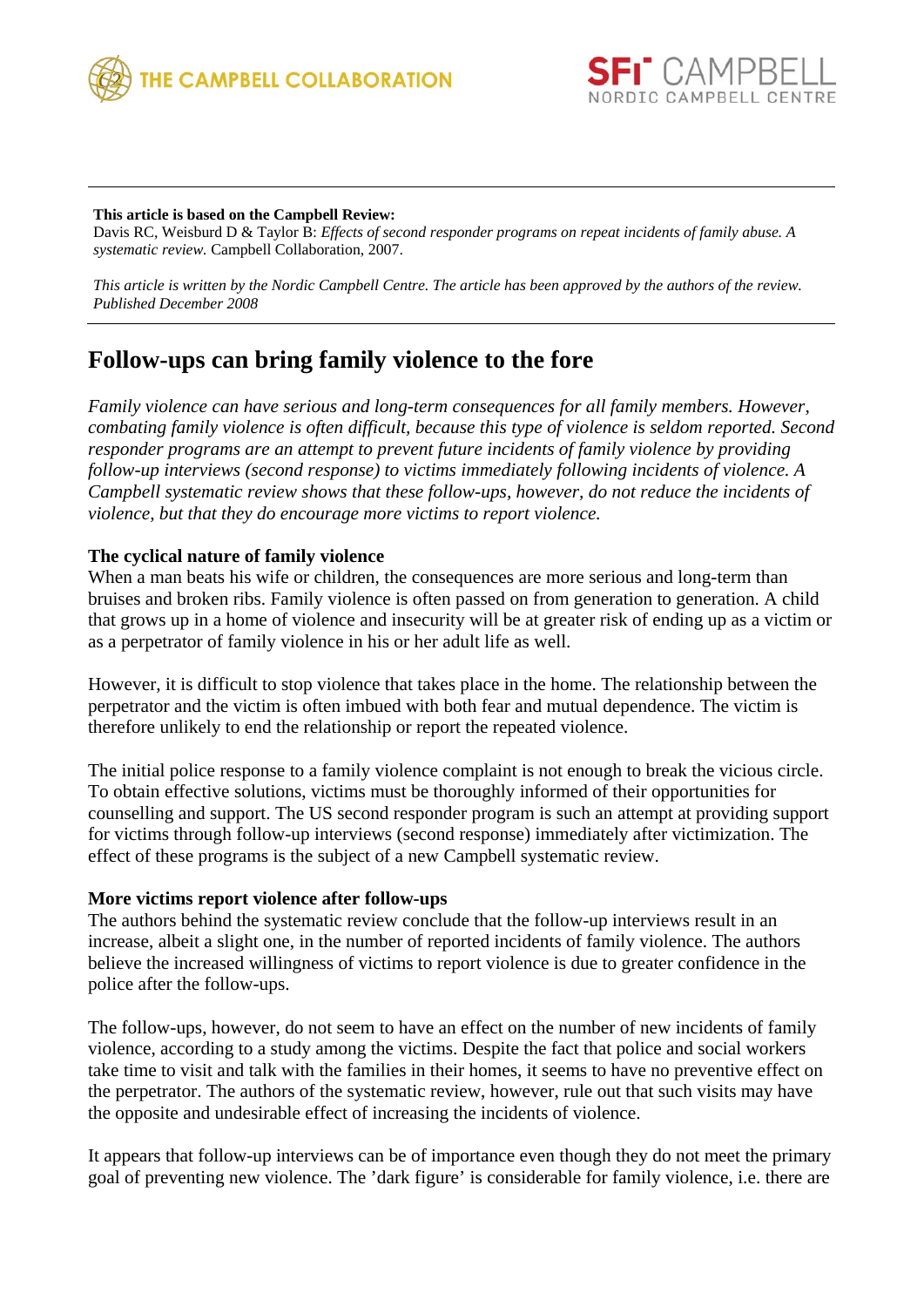**This article is based on the Campbell Review:**
Davis RC, Weisburd D & Taylor B: *Effects of second responder programs on repeat incidents of family abuse. A systematic review.* Campbell Collaboration, 2007.

*This article is written by the Nordic Campbell Centre. The article has been approved by the authors of the review. Published December 2008*

# Follow-ups can bring family violence to the fore

*Family violence can have serious and long-term consequences for all family members. However, combating family violence is often difficult, because this type of violence is seldom reported. Second responder programs are an attempt to prevent future incidents of family violence by providing follow-up interviews (second response) to victims immediately following incidents of violence. A Campbell systematic review shows that these follow-ups, however, do not reduce the incidents of violence, but that they do encourage more victims to report violence.*

**The cyclical nature of family violence**
When a man beats his wife or children, the consequences are more serious and long-term than bruises and broken ribs. Family violence is often passed on from generation to generation. A child that grows up in a home of violence and insecurity will be at greater risk of ending up as a victim or as a perpetrator of family violence in his or her adult life as well.

However, it is difficult to stop violence that takes place in the home. The relationship between the perpetrator and the victim is often imbued with both fear and mutual dependence. The victim is therefore unlikely to end the relationship or report the repeated violence.

The initial police response to a family violence complaint is not enough to break the vicious circle. To obtain effective solutions, victims must be thoroughly informed of their opportunities for counselling and support. The US second responder program is such an attempt at providing support for victims through follow-up interviews (second response) immediately after victimization. The effect of these programs is the subject of a new Campbell systematic review.

**More victims report violence after follow-ups**
The authors behind the systematic review conclude that the follow-up interviews result in an increase, albeit a slight one, in the number of reported incidents of family violence. The authors believe the increased willingness of victims to report violence is due to greater confidence in the police after the follow-ups.

The follow-ups, however, do not seem to have an effect on the number of new incidents of family violence, according to a study among the victims. Despite the fact that police and social workers take time to visit and talk with the families in their homes, it seems to have no preventive effect on the perpetrator. The authors of the systematic review, however, rule out that such visits may have the opposite and undesirable effect of increasing the incidents of violence.

It appears that follow-up interviews can be of importance even though they do not meet the primary goal of preventing new violence. The 'dark figure' is considerable for family violence, i.e. there are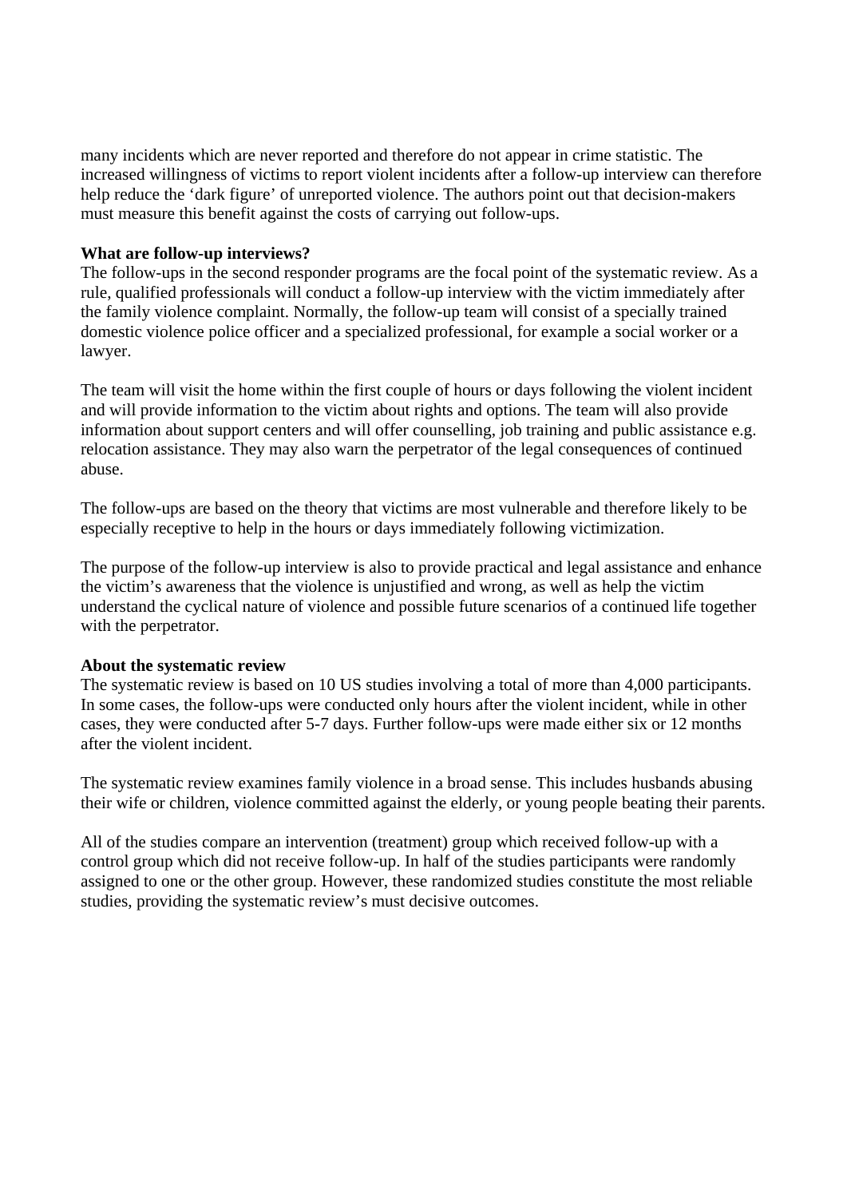many incidents which are never reported and therefore do not appear in crime statistic. The increased willingness of victims to report violent incidents after a follow-up interview can therefore help reduce the 'dark figure' of unreported violence. The authors point out that decision-makers must measure this benefit against the costs of carrying out follow-ups.

**What are follow-up interviews?**

The follow-ups in the second responder programs are the focal point of the systematic review. As a rule, qualified professionals will conduct a follow-up interview with the victim immediately after the family violence complaint. Normally, the follow-up team will consist of a specially trained domestic violence police officer and a specialized professional, for example a social worker or a lawyer.

The team will visit the home within the first couple of hours or days following the violent incident and will provide information to the victim about rights and options. The team will also provide information about support centers and will offer counselling, job training and public assistance e.g. relocation assistance. They may also warn the perpetrator of the legal consequences of continued abuse.

The follow-ups are based on the theory that victims are most vulnerable and therefore likely to be especially receptive to help in the hours or days immediately following victimization.

The purpose of the follow-up interview is also to provide practical and legal assistance and enhance the victim's awareness that the violence is unjustified and wrong, as well as help the victim understand the cyclical nature of violence and possible future scenarios of a continued life together with the perpetrator.

**About the systematic review**

The systematic review is based on 10 US studies involving a total of more than 4,000 participants. In some cases, the follow-ups were conducted only hours after the violent incident, while in other cases, they were conducted after 5-7 days. Further follow-ups were made either six or 12 months after the violent incident.

The systematic review examines family violence in a broad sense. This includes husbands abusing their wife or children, violence committed against the elderly, or young people beating their parents.

All of the studies compare an intervention (treatment) group which received follow-up with a control group which did not receive follow-up. In half of the studies participants were randomly assigned to one or the other group. However, these randomized studies constitute the most reliable studies, providing the systematic review's must decisive outcomes.